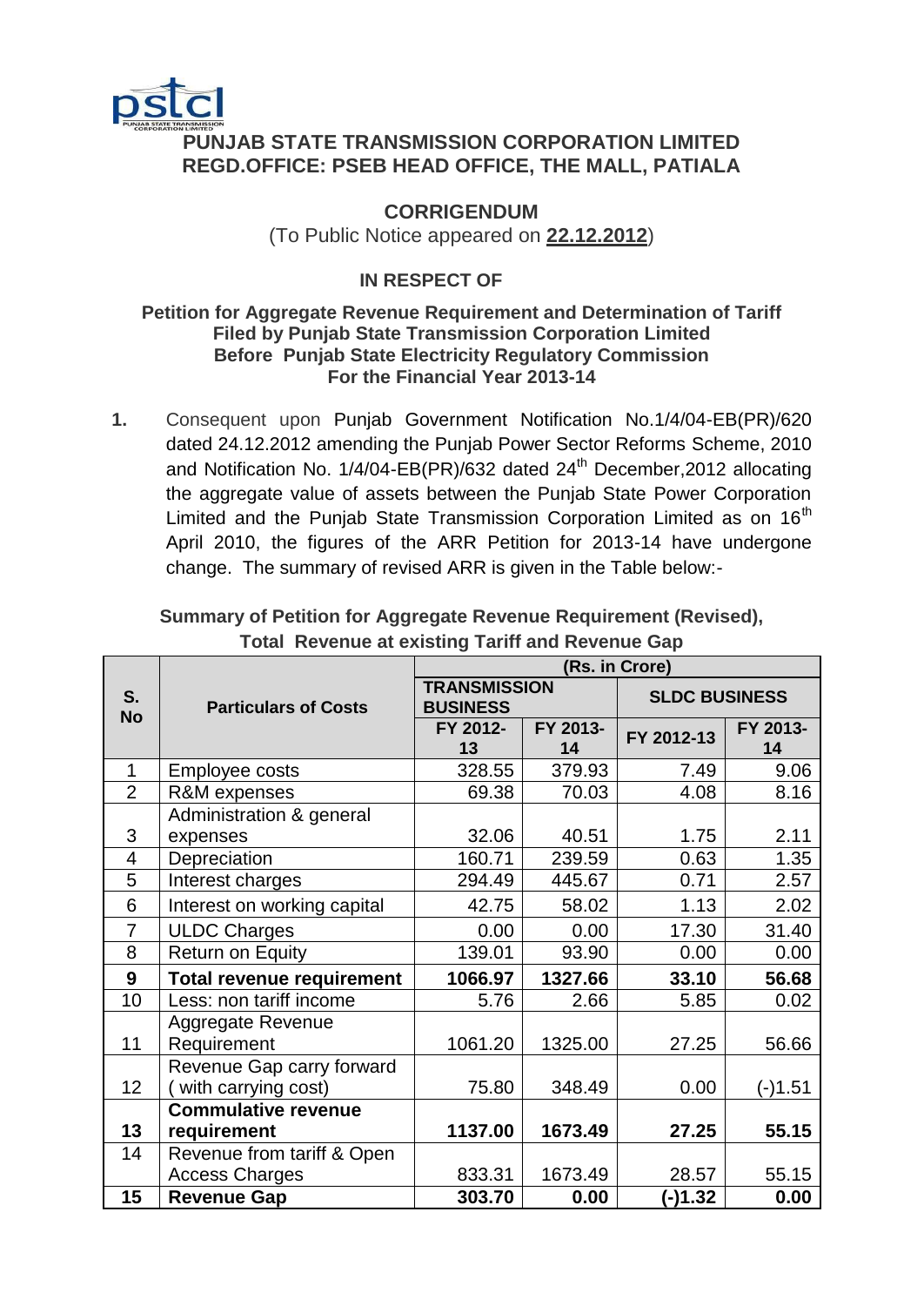# PUNJAB STATE TRANSMISSION CORPORATION LIMITED
## REGD.OFFICE: PSEB HEAD OFFICE, THE MALL, PATIALA

### CORRIGENDUM

(To Public Notice appeared on **22.12.2012**)

### IN RESPECT OF

**Petition for Aggregate Revenue Requirement and Determination of Tariff Filed by Punjab State Transmission Corporation Limited Before Punjab State Electricity Regulatory Commission For the Financial Year 2013-14**

**1.** Consequent upon Punjab Government Notification No.1/4/04-EB(PR)/620 dated 24.12.2012 amending the Punjab Power Sector Reforms Scheme, 2010 and Notification No. 1/4/04-EB(PR)/632 dated 24th December,2012 allocating the aggregate value of assets between the Punjab State Power Corporation Limited and the Punjab State Transmission Corporation Limited as on 16th April 2010, the figures of the ARR Petition for 2013-14 have undergone change. The summary of revised ARR is given in the Table below:-

**Summary of Petition for Aggregate Revenue Requirement (Revised), Total Revenue at existing Tariff and Revenue Gap**

| S. No | Particulars of Costs | (Rs. in Crore) | | | |
|---|---|---|---|---|---|
| | | TRANSMISSION BUSINESS | | SLDC BUSINESS | |
| | | FY 2012-13 | FY 2013-14 | FY 2012-13 | FY 2013-14 |
| 1 | Employee costs | 328.55 | 379.93 | 7.49 | 9.06 |
| 2 | R&M expenses | 69.38 | 70.03 | 4.08 | 8.16 |
| 3 | Administration & general expenses | 32.06 | 40.51 | 1.75 | 2.11 |
| 4 | Depreciation | 160.71 | 239.59 | 0.63 | 1.35 |
| 5 | Interest charges | 294.49 | 445.67 | 0.71 | 2.57 |
| 6 | Interest on working capital | 42.75 | 58.02 | 1.13 | 2.02 |
| 7 | ULDC Charges | 0.00 | 0.00 | 17.30 | 31.40 |
| 8 | Return on Equity | 139.01 | 93.90 | 0.00 | 0.00 |
| **9** | **Total revenue requirement** | **1066.97** | **1327.66** | **33.10** | **56.68** |
| 10 | Less: non tariff income | 5.76 | 2.66 | 5.85 | 0.02 |
| 11 | Aggregate Revenue Requirement | 1061.20 | 1325.00 | 27.25 | 56.66 |
| 12 | Revenue Gap carry forward ( with carrying cost) | 75.80 | 348.49 | 0.00 | (-)1.51 |
| **13** | **Commulative revenue requirement** | **1137.00** | **1673.49** | **27.25** | **55.15** |
| 14 | Revenue from tariff & Open Access Charges | 833.31 | 1673.49 | 28.57 | 55.15 |
| **15** | **Revenue Gap** | **303.70** | **0.00** | **(-)1.32** | **0.00** |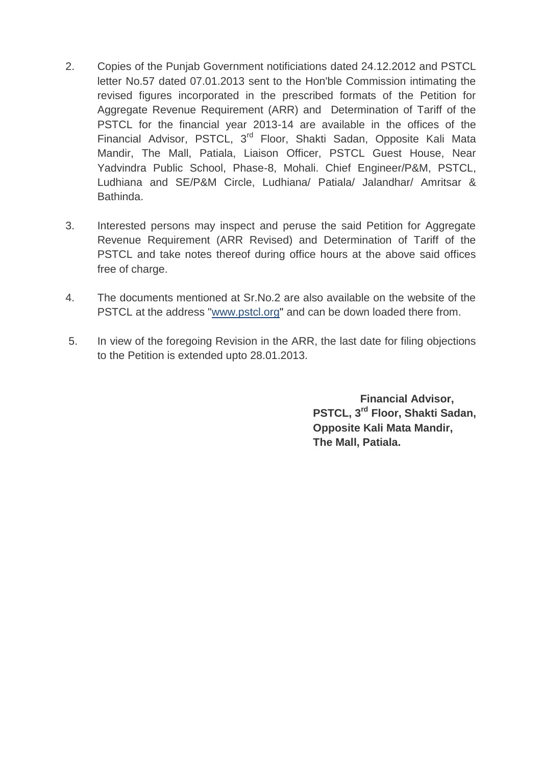2. Copies of the Punjab Government notificiations dated 24.12.2012 and PSTCL letter No.57 dated 07.01.2013 sent to the Hon'ble Commission intimating the revised figures incorporated in the prescribed formats of the Petition for Aggregate Revenue Requirement (ARR) and Determination of Tariff of the PSTCL for the financial year 2013-14 are available in the offices of the Financial Advisor, PSTCL, 3rd Floor, Shakti Sadan, Opposite Kali Mata Mandir, The Mall, Patiala, Liaison Officer, PSTCL Guest House, Near Yadvindra Public School, Phase-8, Mohali. Chief Engineer/P&M, PSTCL, Ludhiana and SE/P&M Circle, Ludhiana/ Patiala/ Jalandhar/ Amritsar & Bathinda.

3. Interested persons may inspect and peruse the said Petition for Aggregate Revenue Requirement (ARR Revised) and Determination of Tariff of the PSTCL and take notes thereof during office hours at the above said offices free of charge.

4. The documents mentioned at Sr.No.2 are also available on the website of the PSTCL at the address "www.pstcl.org" and can be down loaded there from.

5. In view of the foregoing Revision in the ARR, the last date for filing objections to the Petition is extended upto 28.01.2013.

**Financial Advisor,**
**PSTCL, 3rd Floor, Shakti Sadan,**
**Opposite Kali Mata Mandir,**
**The Mall, Patiala.**